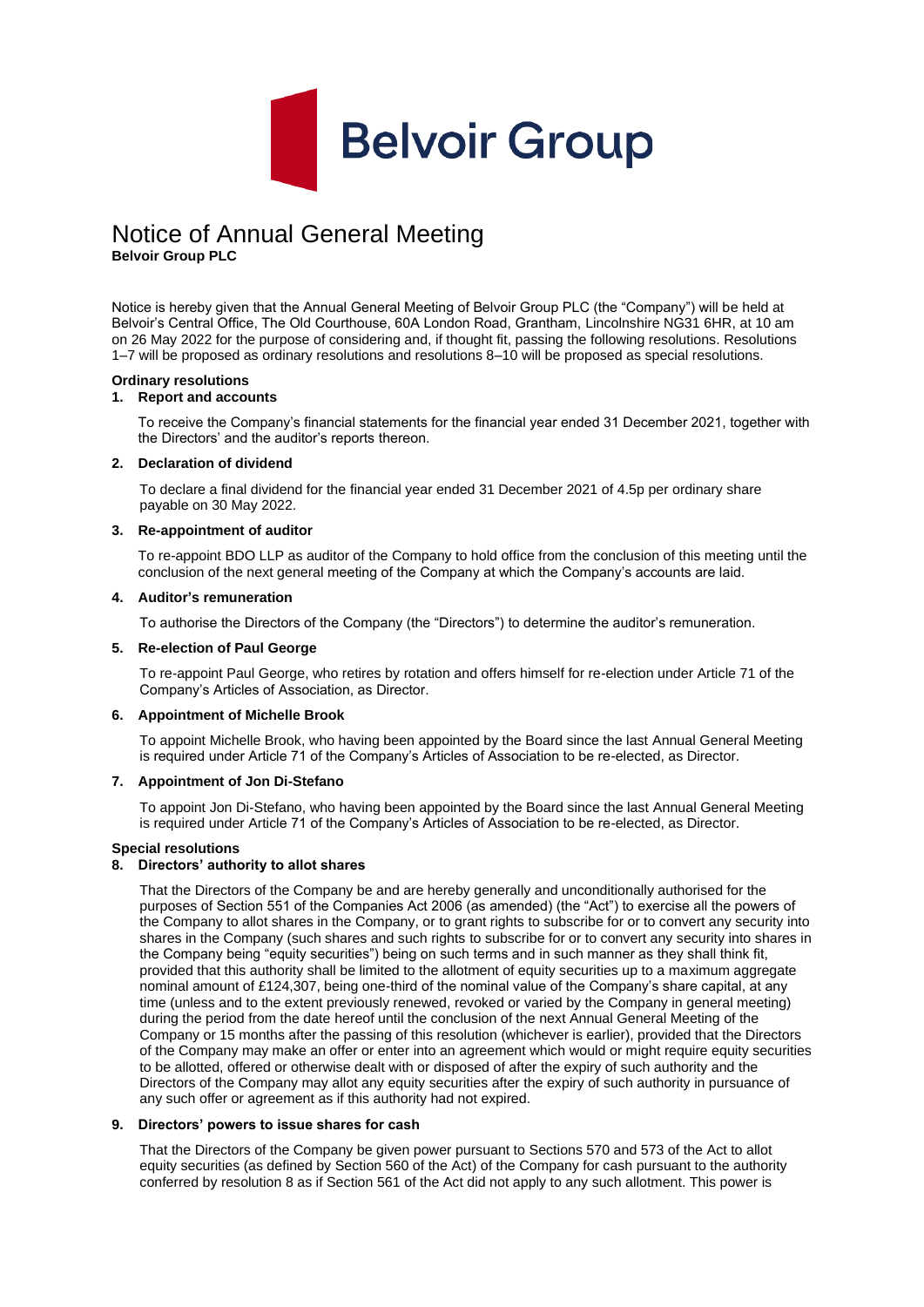Belvoir Group

# Notice of Annual General Meeting

**Belvoir Group PLC**

Notice is hereby given that the Annual General Meeting of Belvoir Group PLC (the "Company") will be held at Belvoir's Central Office, The Old Courthouse, 60A London Road, Grantham, Lincolnshire NG31 6HR, at 10 am on 26 May 2022 for the purpose of considering and, if thought fit, passing the following resolutions. Resolutions 1–7 will be proposed as ordinary resolutions and resolutions 8–10 will be proposed as special resolutions.

## Ordinary resolutions

### 1. Report and accounts

To receive the Company's financial statements for the financial year ended 31 December 2021, together with the Directors' and the auditor's reports thereon.

### 2. Declaration of dividend

To declare a final dividend for the financial year ended 31 December 2021 of 4.5p per ordinary share payable on 30 May 2022.

### 3. Re-appointment of auditor

To re-appoint BDO LLP as auditor of the Company to hold office from the conclusion of this meeting until the conclusion of the next general meeting of the Company at which the Company's accounts are laid.

### 4. Auditor's remuneration

To authorise the Directors of the Company (the "Directors") to determine the auditor's remuneration.

### 5. Re-election of Paul George

To re-appoint Paul George, who retires by rotation and offers himself for re-election under Article 71 of the Company's Articles of Association, as Director.

### 6. Appointment of Michelle Brook

To appoint Michelle Brook, who having been appointed by the Board since the last Annual General Meeting is required under Article 71 of the Company's Articles of Association to be re-elected, as Director.

### 7. Appointment of Jon Di-Stefano

To appoint Jon Di-Stefano, who having been appointed by the Board since the last Annual General Meeting is required under Article 71 of the Company's Articles of Association to be re-elected, as Director.

## Special resolutions

### 8. Directors' authority to allot shares

That the Directors of the Company be and are hereby generally and unconditionally authorised for the purposes of Section 551 of the Companies Act 2006 (as amended) (the "Act") to exercise all the powers of the Company to allot shares in the Company, or to grant rights to subscribe for or to convert any security into shares in the Company (such shares and such rights to subscribe for or to convert any security into shares in the Company being "equity securities") being on such terms and in such manner as they shall think fit, provided that this authority shall be limited to the allotment of equity securities up to a maximum aggregate nominal amount of £124,307, being one-third of the nominal value of the Company's share capital, at any time (unless and to the extent previously renewed, revoked or varied by the Company in general meeting) during the period from the date hereof until the conclusion of the next Annual General Meeting of the Company or 15 months after the passing of this resolution (whichever is earlier), provided that the Directors of the Company may make an offer or enter into an agreement which would or might require equity securities to be allotted, offered or otherwise dealt with or disposed of after the expiry of such authority and the Directors of the Company may allot any equity securities after the expiry of such authority in pursuance of any such offer or agreement as if this authority had not expired.

### 9. Directors' powers to issue shares for cash

That the Directors of the Company be given power pursuant to Sections 570 and 573 of the Act to allot equity securities (as defined by Section 560 of the Act) of the Company for cash pursuant to the authority conferred by resolution 8 as if Section 561 of the Act did not apply to any such allotment. This power is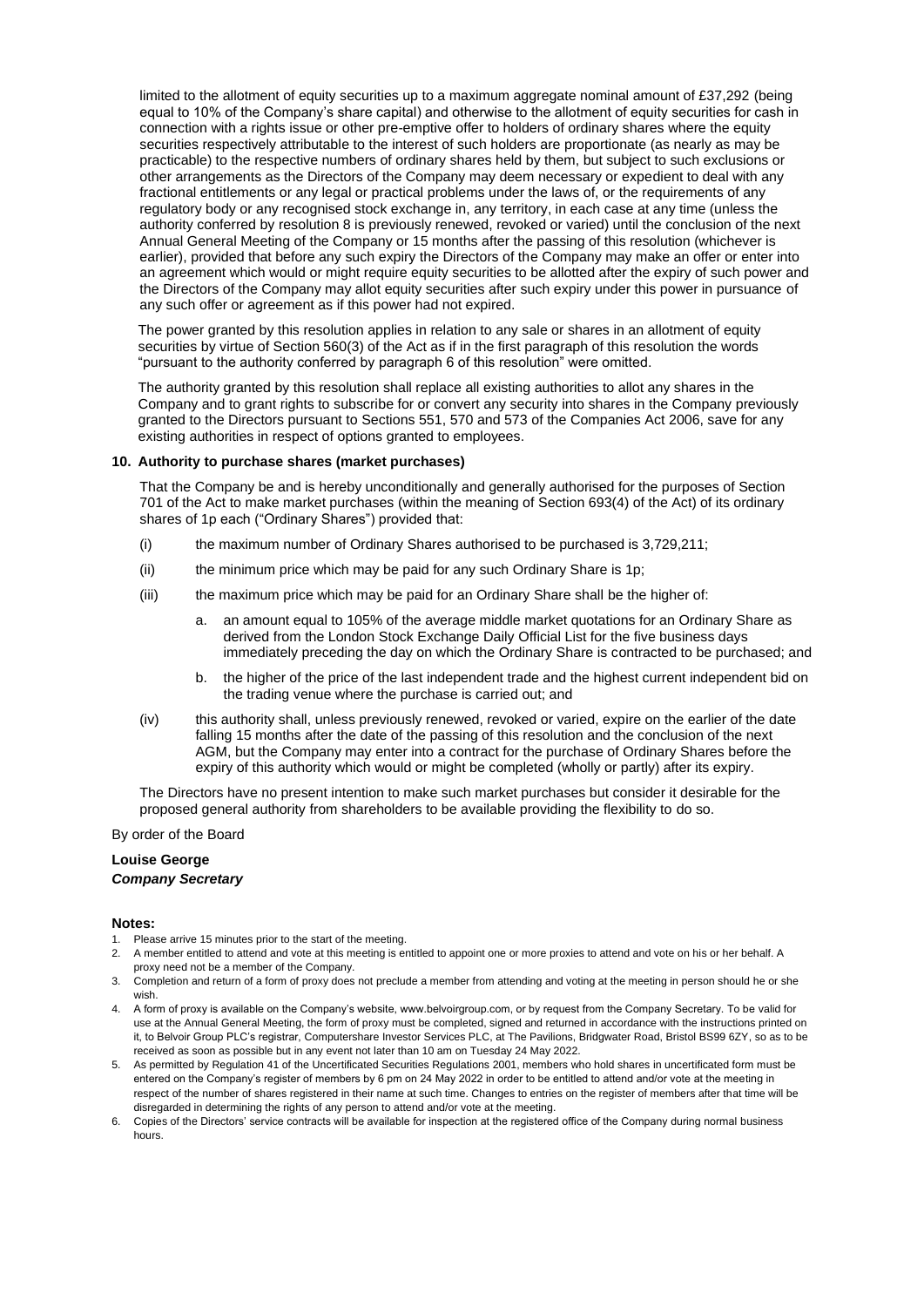limited to the allotment of equity securities up to a maximum aggregate nominal amount of £37,292 (being equal to 10% of the Company's share capital) and otherwise to the allotment of equity securities for cash in connection with a rights issue or other pre-emptive offer to holders of ordinary shares where the equity securities respectively attributable to the interest of such holders are proportionate (as nearly as may be practicable) to the respective numbers of ordinary shares held by them, but subject to such exclusions or other arrangements as the Directors of the Company may deem necessary or expedient to deal with any fractional entitlements or any legal or practical problems under the laws of, or the requirements of any regulatory body or any recognised stock exchange in, any territory, in each case at any time (unless the authority conferred by resolution 8 is previously renewed, revoked or varied) until the conclusion of the next Annual General Meeting of the Company or 15 months after the passing of this resolution (whichever is earlier), provided that before any such expiry the Directors of the Company may make an offer or enter into an agreement which would or might require equity securities to be allotted after the expiry of such power and the Directors of the Company may allot equity securities after such expiry under this power in pursuance of any such offer or agreement as if this power had not expired.

The power granted by this resolution applies in relation to any sale or shares in an allotment of equity securities by virtue of Section 560(3) of the Act as if in the first paragraph of this resolution the words "pursuant to the authority conferred by paragraph 6 of this resolution" were omitted.

The authority granted by this resolution shall replace all existing authorities to allot any shares in the Company and to grant rights to subscribe for or convert any security into shares in the Company previously granted to the Directors pursuant to Sections 551, 570 and 573 of the Companies Act 2006, save for any existing authorities in respect of options granted to employees.

**10. Authority to purchase shares (market purchases)**

That the Company be and is hereby unconditionally and generally authorised for the purposes of Section 701 of the Act to make market purchases (within the meaning of Section 693(4) of the Act) of its ordinary shares of 1p each ("Ordinary Shares") provided that:

(i) the maximum number of Ordinary Shares authorised to be purchased is 3,729,211;

(ii) the minimum price which may be paid for any such Ordinary Share is 1p;

(iii) the maximum price which may be paid for an Ordinary Share shall be the higher of:

a. an amount equal to 105% of the average middle market quotations for an Ordinary Share as derived from the London Stock Exchange Daily Official List for the five business days immediately preceding the day on which the Ordinary Share is contracted to be purchased; and

b. the higher of the price of the last independent trade and the highest current independent bid on the trading venue where the purchase is carried out; and

(iv) this authority shall, unless previously renewed, revoked or varied, expire on the earlier of the date falling 15 months after the date of the passing of this resolution and the conclusion of the next AGM, but the Company may enter into a contract for the purchase of Ordinary Shares before the expiry of this authority which would or might be completed (wholly or partly) after its expiry.

The Directors have no present intention to make such market purchases but consider it desirable for the proposed general authority from shareholders to be available providing the flexibility to do so.

By order of the Board

**Louise George**
***Company Secretary***

**Notes:**

1. Please arrive 15 minutes prior to the start of the meeting.
2. A member entitled to attend and vote at this meeting is entitled to appoint one or more proxies to attend and vote on his or her behalf. A proxy need not be a member of the Company.
3. Completion and return of a form of proxy does not preclude a member from attending and voting at the meeting in person should he or she wish.
4. A form of proxy is available on the Company's website, www.belvoirgroup.com, or by request from the Company Secretary. To be valid for use at the Annual General Meeting, the form of proxy must be completed, signed and returned in accordance with the instructions printed on it, to Belvoir Group PLC's registrar, Computershare Investor Services PLC, at The Pavilions, Bridgwater Road, Bristol BS99 6ZY, so as to be received as soon as possible but in any event not later than 10 am on Tuesday 24 May 2022.
5. As permitted by Regulation 41 of the Uncertificated Securities Regulations 2001, members who hold shares in uncertificated form must be entered on the Company's register of members by 6 pm on 24 May 2022 in order to be entitled to attend and/or vote at the meeting in respect of the number of shares registered in their name at such time. Changes to entries on the register of members after that time will be disregarded in determining the rights of any person to attend and/or vote at the meeting.
6. Copies of the Directors' service contracts will be available for inspection at the registered office of the Company during normal business hours.